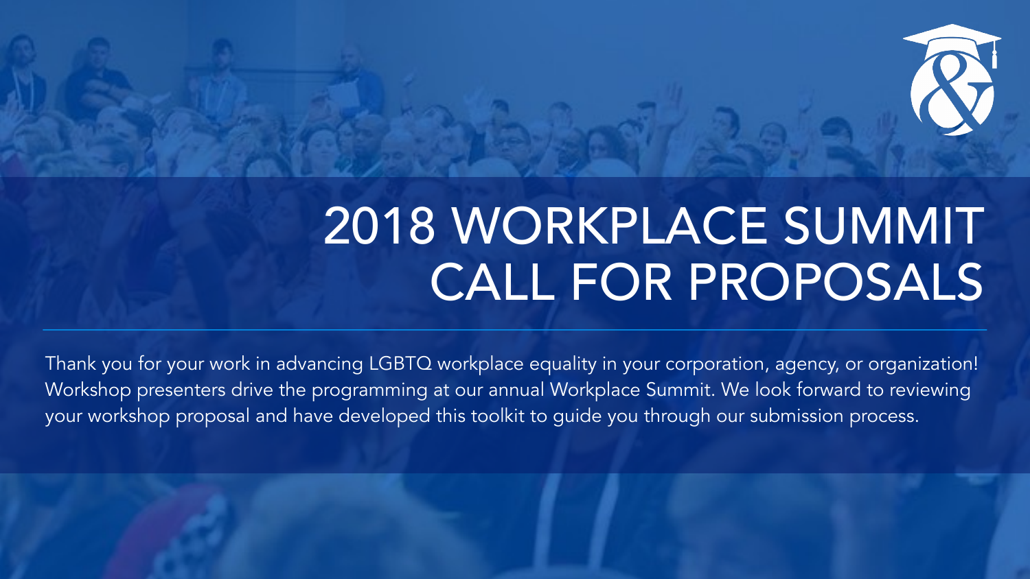# 2018 WORKPLACE SUMMIT CALL FOR PROPOSALS

Thank you for your work in advancing LGBTQ workplace equality in your corporation, agency, or organization! Workshop presenters drive the programming at our annual Workplace Summit. We look forward to reviewing your workshop proposal and have developed this toolkit to guide you through our submission process.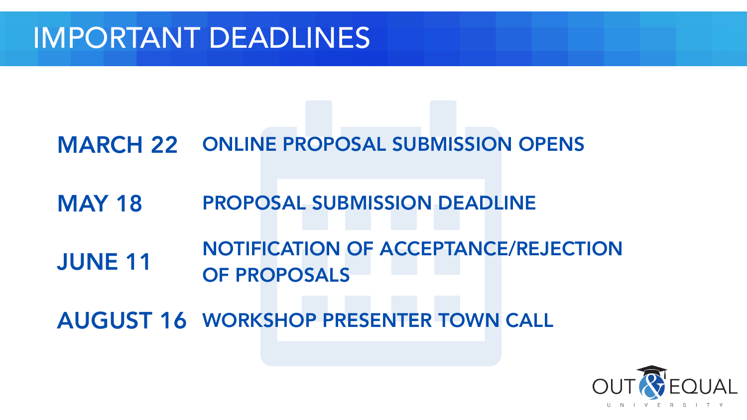# IMPORTANT DEADLINES

| | |
|---|---|
| **MARCH 22** | **ONLINE PROPOSAL SUBMISSION OPENS** |
| **MAY 18** | **PROPOSAL SUBMISSION DEADLINE** |
| **JUNE 11** | **NOTIFICATION OF ACCEPTANCE/REJECTION OF PROPOSALS** |
| **AUGUST 16** | **WORKSHOP PRESENTER TOWN CALL** |

OUT & EQUAL UNIVERSITY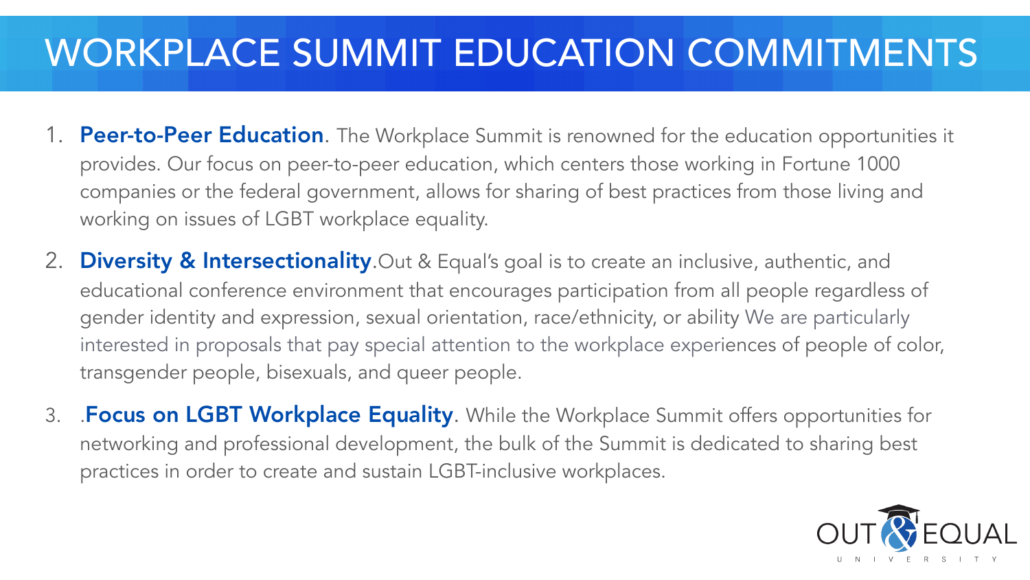# WORKPLACE SUMMIT EDUCATION COMMITMENTS

1. **Peer-to-Peer Education**. The Workplace Summit is renowned for the education opportunities it provides. Our focus on peer-to-peer education, which centers those working in Fortune 1000 companies or the federal government, allows for sharing of best practices from those living and working on issues of LGBT workplace equality.
2. **Diversity & Intersectionality**.Out & Equal's goal is to create an inclusive, authentic, and educational conference environment that encourages participation from all people regardless of gender identity and expression, sexual orientation, race/ethnicity, or ability We are particularly interested in proposals that pay special attention to the workplace experiences of people of color, transgender people, bisexuals, and queer people.
3. .**Focus on LGBT Workplace Equality**. While the Workplace Summit offers opportunities for networking and professional development, the bulk of the Summit is dedicated to sharing best practices in order to create and sustain LGBT-inclusive workplaces.

OUT & EQUAL UNIVERSITY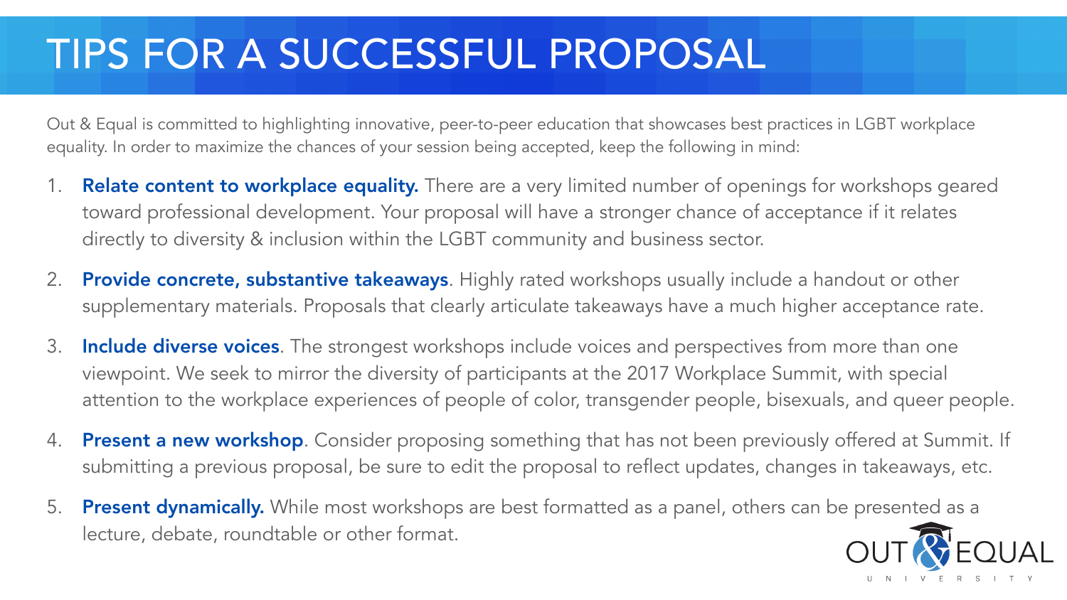# TIPS FOR A SUCCESSFUL PROPOSAL

Out & Equal is committed to highlighting innovative, peer-to-peer education that showcases best practices in LGBT workplace equality. In order to maximize the chances of your session being accepted, keep the following in mind:

1. **Relate content to workplace equality.** There are a very limited number of openings for workshops geared toward professional development. Your proposal will have a stronger chance of acceptance if it relates directly to diversity & inclusion within the LGBT community and business sector.
2. **Provide concrete, substantive takeaways**. Highly rated workshops usually include a handout or other supplementary materials. Proposals that clearly articulate takeaways have a much higher acceptance rate.
3. **Include diverse voices**. The strongest workshops include voices and perspectives from more than one viewpoint. We seek to mirror the diversity of participants at the 2017 Workplace Summit, with special attention to the workplace experiences of people of color, transgender people, bisexuals, and queer people.
4. **Present a new workshop**. Consider proposing something that has not been previously offered at Summit. If submitting a previous proposal, be sure to edit the proposal to reflect updates, changes in takeaways, etc.
5. **Present dynamically.** While most workshops are best formatted as a panel, others can be presented as a lecture, debate, roundtable or other format.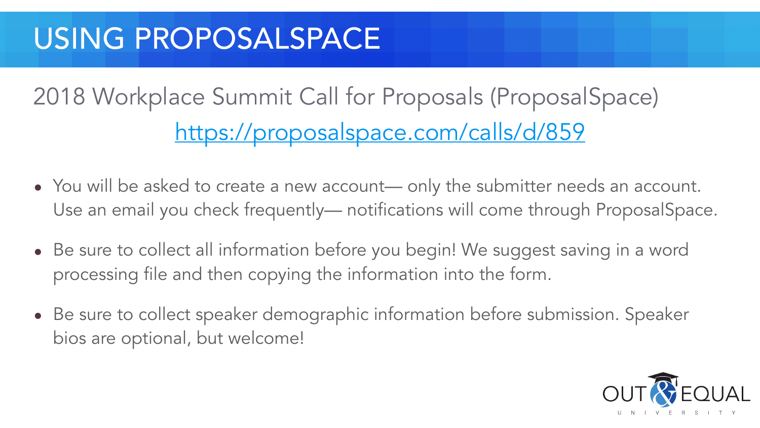# USING PROPOSALSPACE

2018 Workplace Summit Call for Proposals (ProposalSpace)
https://proposalspace.com/calls/d/859

- You will be asked to create a new account— only the submitter needs an account. Use an email you check frequently— notifications will come through ProposalSpace.
- Be sure to collect all information before you begin! We suggest saving in a word processing file and then copying the information into the form.
- Be sure to collect speaker demographic information before submission. Speaker bios are optional, but welcome!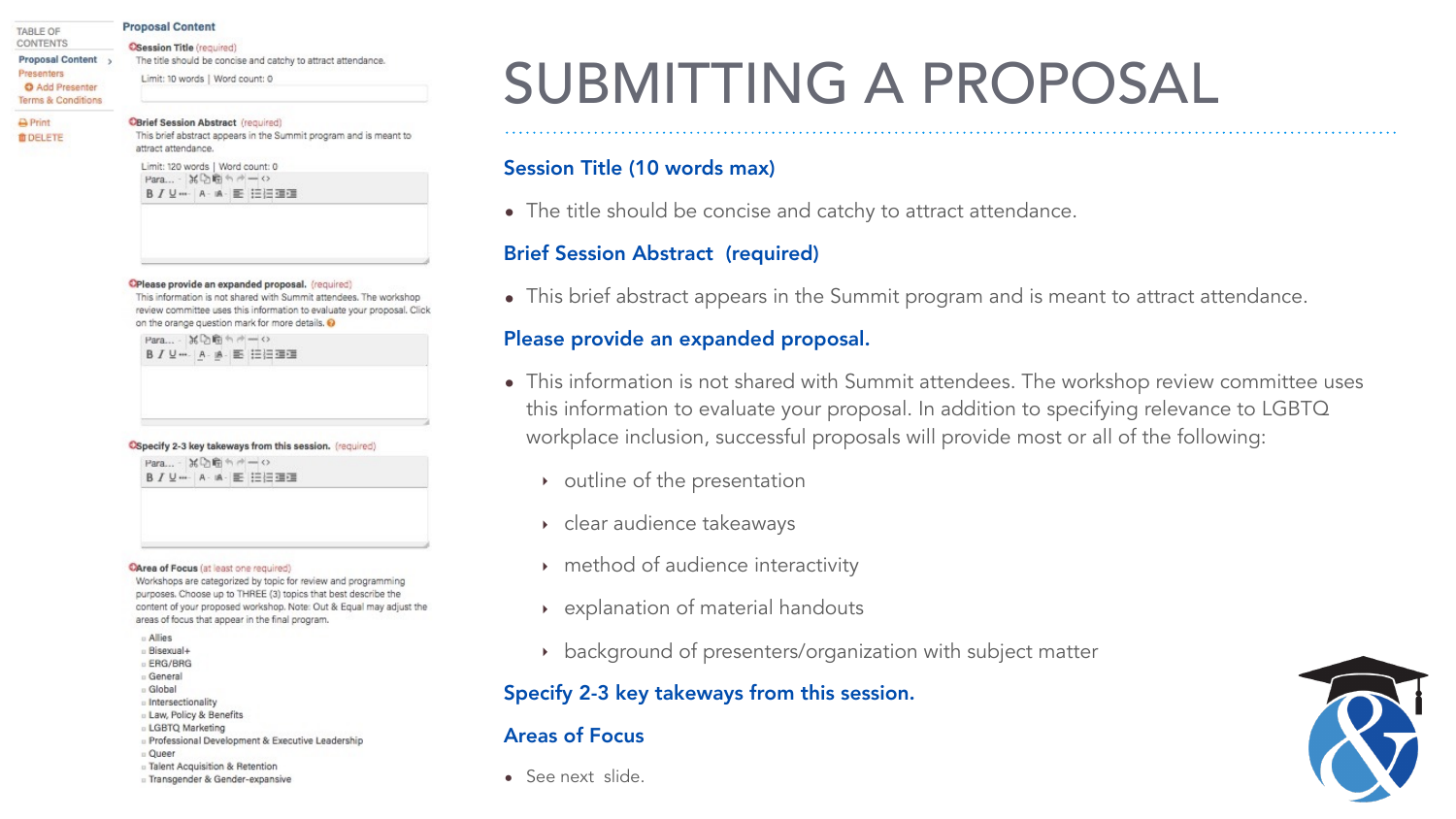# SUBMITTING A PROPOSAL

### Session Title (10 words max)

- The title should be concise and catchy to attract attendance.

### Brief Session Abstract (required)

- This brief abstract appears in the Summit program and is meant to attract attendance.

### Please provide an expanded proposal.

- This information is not shared with Summit attendees. The workshop review committee uses this information to evaluate your proposal. In addition to specifying relevance to LGBTQ workplace inclusion, successful proposals will provide most or all of the following:
  - outline of the presentation
  - clear audience takeaways
  - method of audience interactivity
  - explanation of material handouts
  - background of presenters/organization with subject matter

### Specify 2-3 key takeaways from this session.

### Areas of Focus

- See next slide.

---

TABLE OF CONTENTS
- Proposal Content
- Presenters
- Add Presenter
- Terms & Conditions
- Print
- DELETE

**Proposal Content**

**Session Title** (required)
The title should be concise and catchy to attract attendance.
Limit: 10 words | Word count: 0

**Brief Session Abstract** (required)
This brief abstract appears in the Summit program and is meant to attract attendance.
Limit: 120 words | Word count: 0

**Please provide an expanded proposal.** (required)
This information is not shared with Summit attendees. The workshop review committee uses this information to evaluate your proposal. Click on the orange question mark for more details.

**Specify 2-3 key takeaways from this session.** (required)

**Area of Focus** (at least one required)
Workshops are categorized by topic for review and programming purposes. Choose up to THREE (3) topics that best describe the content of your proposed workshop. Note: Out & Equal may adjust the areas of focus that appear in the final program.

- Allies
- Bisexual+
- ERG/BRG
- General
- Global
- Intersectionality
- Law, Policy & Benefits
- LGBTQ Marketing
- Professional Development & Executive Leadership
- Queer
- Talent Acquisition & Retention
- Transgender & Gender-expansive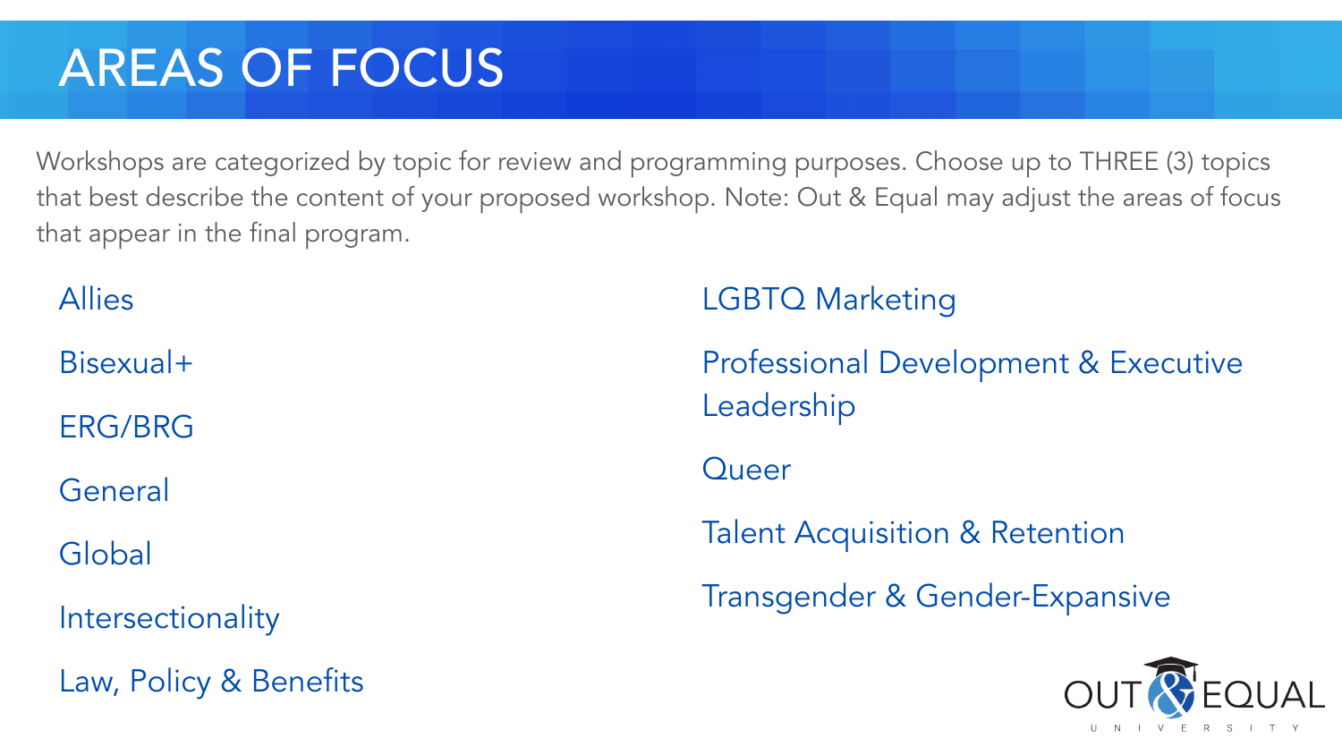# AREAS OF FOCUS

Workshops are categorized by topic for review and programming purposes. Choose up to THREE (3) topics that best describe the content of your proposed workshop. Note: Out & Equal may adjust the areas of focus that appear in the final program.

- Allies
- Bisexual+
- ERG/BRG
- General
- Global
- Intersectionality
- Law, Policy & Benefits
- LGBTQ Marketing
- Professional Development & Executive Leadership
- Queer
- Talent Acquisition & Retention
- Transgender & Gender-Expansive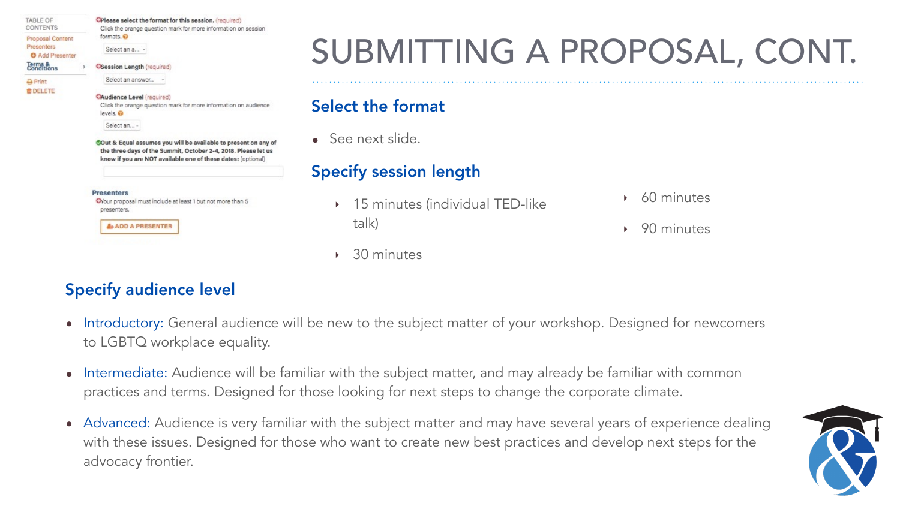# SUBMITTING A PROPOSAL, CONT.

## Select the format

- See next slide.

## Specify session length

- 15 minutes (individual TED-like talk)
- 30 minutes
- 60 minutes
- 90 minutes

## Specify audience level

- Introductory: General audience will be new to the subject matter of your workshop. Designed for newcomers to LGBTQ workplace equality.
- Intermediate: Audience will be familiar with the subject matter, and may already be familiar with common practices and terms. Designed for those looking for next steps to change the corporate climate.
- Advanced: Audience is very familiar with the subject matter and may have several years of experience dealing with these issues. Designed for those who want to create new best practices and develop next steps for the advocacy frontier.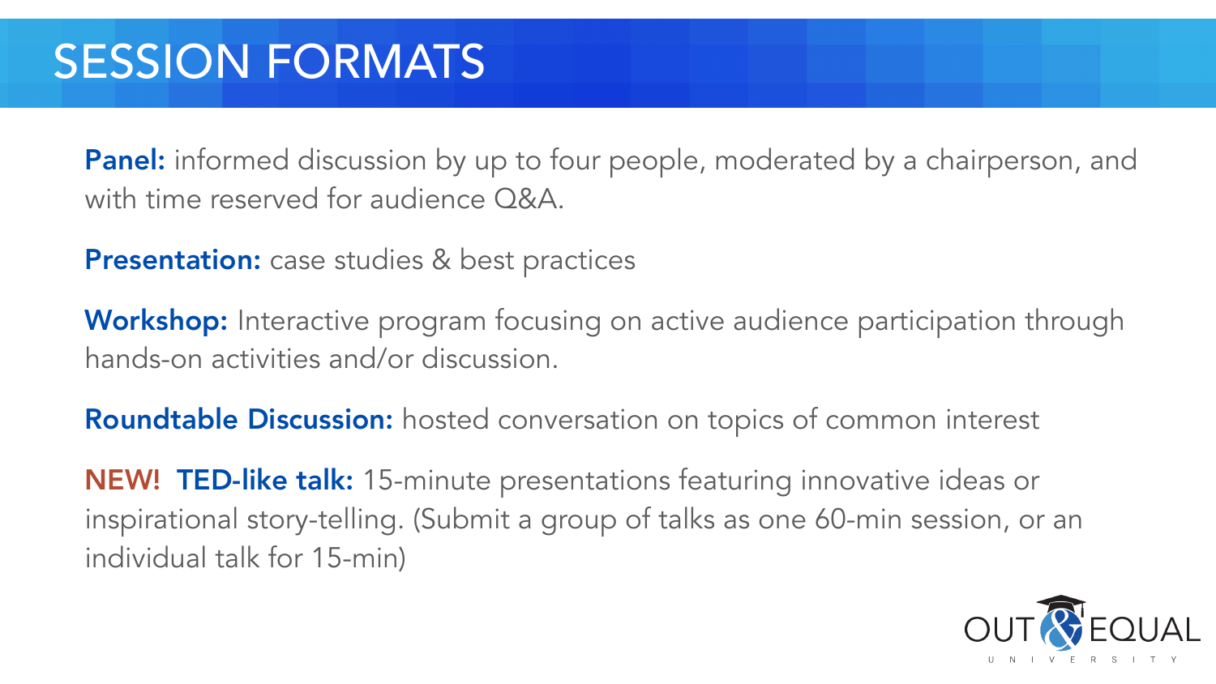# SESSION FORMATS

**Panel:** informed discussion by up to four people, moderated by a chairperson, and with time reserved for audience Q&A.

**Presentation:** case studies & best practices

**Workshop:** Interactive program focusing on active audience participation through hands-on activities and/or discussion.

**Roundtable Discussion:** hosted conversation on topics of common interest

**NEW! TED-like talk:** 15-minute presentations featuring innovative ideas or inspirational story-telling. (Submit a group of talks as one 60-min session, or an individual talk for 15-min)

OUT & EQUAL UNIVERSITY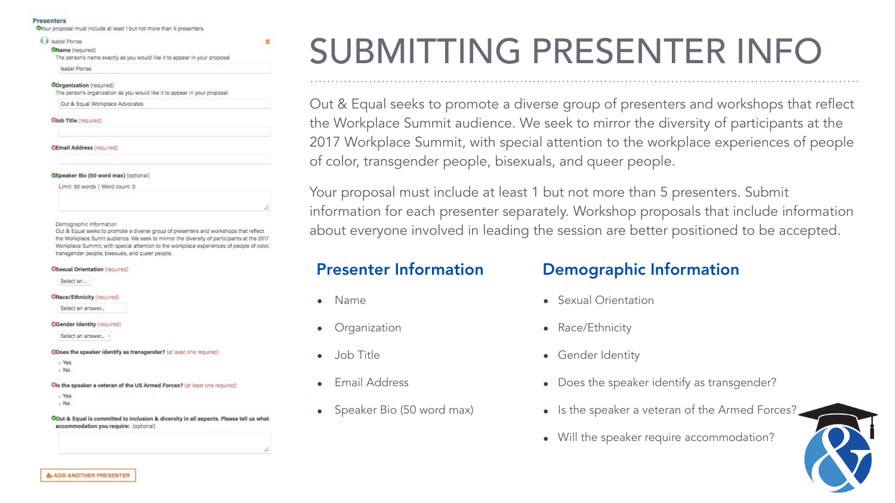# SUBMITTING PRESENTER INFO

Out & Equal seeks to promote a diverse group of presenters and workshops that reflect the Workplace Summit audience. We seek to mirror the diversity of participants at the 2017 Workplace Summit, with special attention to the workplace experiences of people of color, transgender people, bisexuals, and queer people.

Your proposal must include at least 1 but not more than 5 presenters. Submit information for each presenter separately. Workshop proposals that include information about everyone involved in leading the session are better positioned to be accepted.

## Presenter Information

- Name
- Organization
- Job Title
- Email Address
- Speaker Bio (50 word max)

## Demographic Information

- Sexual Orientation
- Race/Ethnicity
- Gender Identity
- Does the speaker identify as transgender?
- Is the speaker a veteran of the Armed Forces?
- Will the speaker require accommodation?

**Presenters**

Your proposal must include at least 1 but not more than 5 presenters.

Isabel Porras

**Name** (required)
The person's name exactly as you would like it to appear in your proposal
Isabel Porras

**Organization** (required)
The person's organization as you would like it to appear in your proposal
Out & Equal Workplace Advocates

**Job Title** (required)

**Email Address** (required)

**Speaker Bio (50 word max)** (optional)
Limit: 50 words | Word count: 0

Demographic Information
Out & Equal seeks to promote a diverse group of presenters and workshops that reflect the Workplace Summit audience. We seek to mirror the diversity of participants at the 2017 Workplace Summit, with special attention to the workplace experiences of people of color, transgender people, bisexuals, and queer people.

**Sexual Orientation** (required)
Select an...

**Race/Ethnicity** (required)
Select an answer...

**Gender Identity** (required)
Select an answer...

**Does the speaker identify as transgender?** (at least one required)
- Yes
- No

**Is the speaker a veteran of the US Armed Forces?** (at least one required)
- Yes
- No

**Out & Equal is committed to inclusion & diversity in all aspects. Please tell us what accommodation you require:** (optional)

ADD ANOTHER PRESENTER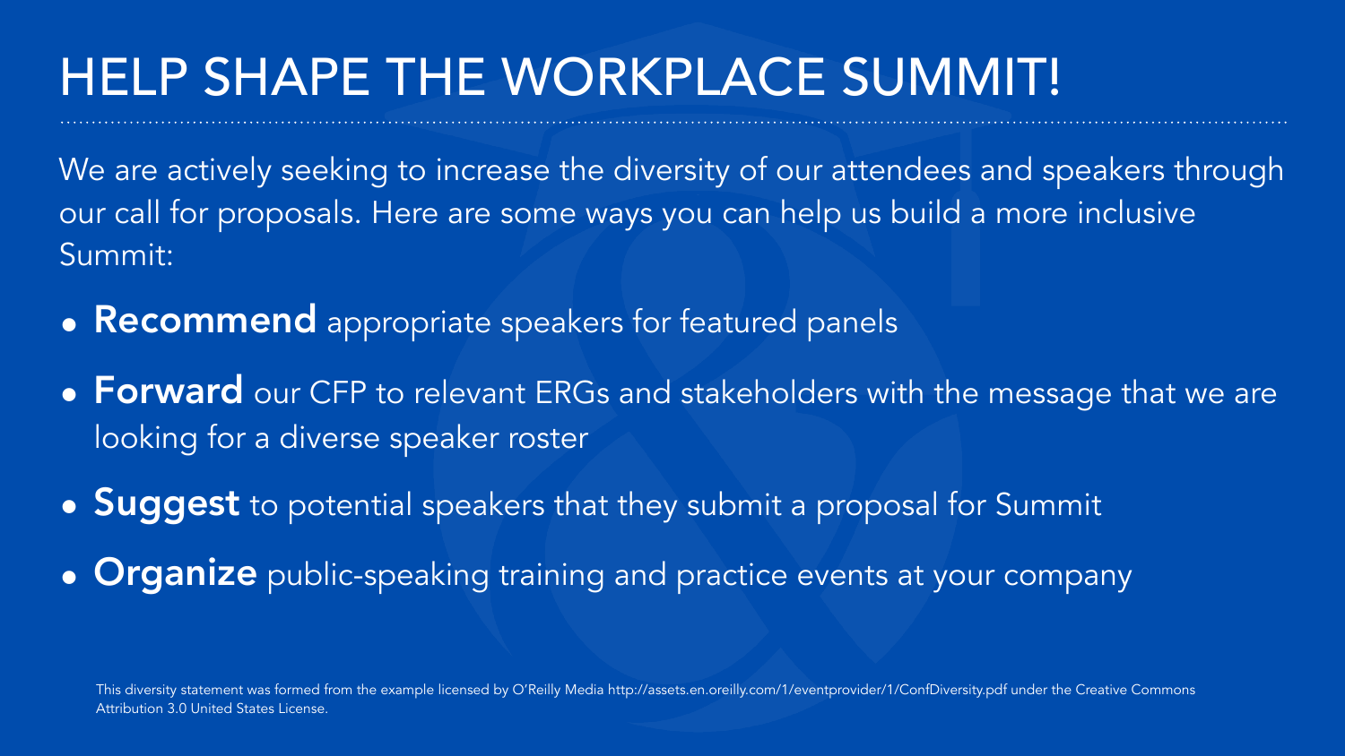# HELP SHAPE THE WORKPLACE SUMMIT!

We are actively seeking to increase the diversity of our attendees and speakers through our call for proposals. Here are some ways you can help us build a more inclusive Summit:

- **Recommend** appropriate speakers for featured panels
- **Forward** our CFP to relevant ERGs and stakeholders with the message that we are looking for a diverse speaker roster
- **Suggest** to potential speakers that they submit a proposal for Summit
- **Organize** public-speaking training and practice events at your company

This diversity statement was formed from the example licensed by O'Reilly Media http://assets.en.oreilly.com/1/eventprovider/1/ConfDiversity.pdf under the Creative Commons Attribution 3.0 United States License.